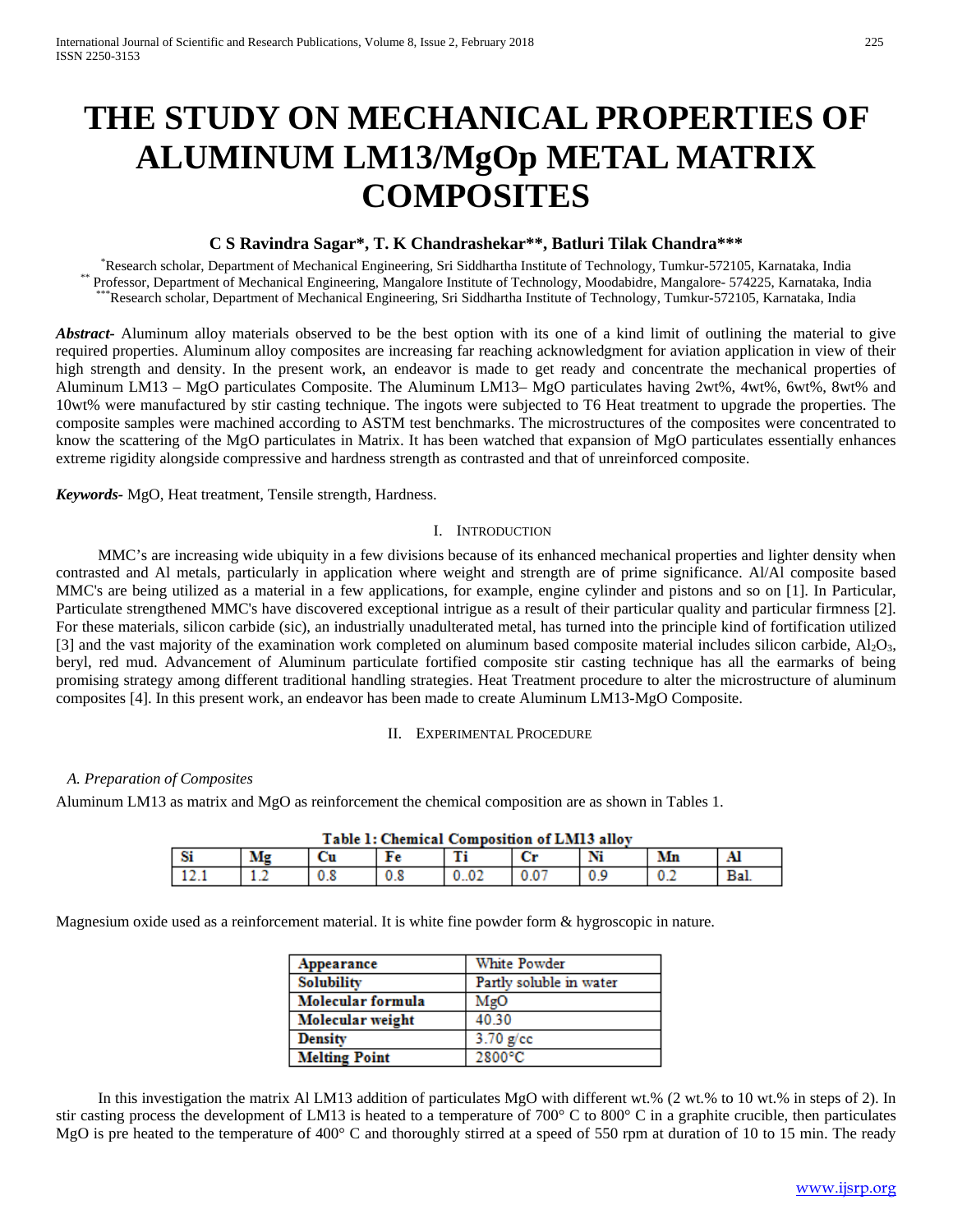# THE STUDY ON MECHANICAL PROPERTIES OF ALUMINUM LM13/MgOp METAL MATRIX COMPOSITES

**C S Ravindra Sagar\*, T. K Chandrashekar\*\*, Batluri Tilak Chandra\*\*\***

\*Research scholar, Department of Mechanical Engineering, Sri Siddhartha Institute of Technology, Tumkur-572105, Karnataka, India
\*\* Professor, Department of Mechanical Engineering, Mangalore Institute of Technology, Moodabidre, Mangalore- 574225, Karnataka, India
\*\*\*Research scholar, Department of Mechanical Engineering, Sri Siddhartha Institute of Technology, Tumkur-572105, Karnataka, India

***Abstract-*** Aluminum alloy materials observed to be the best option with its one of a kind limit of outlining the material to give required properties. Aluminum alloy composites are increasing far reaching acknowledgment for aviation application in view of their high strength and density. In the present work, an endeavor is made to get ready and concentrate the mechanical properties of Aluminum LM13 – MgO particulates Composite. The Aluminum LM13– MgO particulates having 2wt%, 4wt%, 6wt%, 8wt% and 10wt% were manufactured by stir casting technique. The ingots were subjected to T6 Heat treatment to upgrade the properties. The composite samples were machined according to ASTM test benchmarks. The microstructures of the composites were concentrated to know the scattering of the MgO particulates in Matrix. It has been watched that expansion of MgO particulates essentially enhances extreme rigidity alongside compressive and hardness strength as contrasted and that of unreinforced composite.

***Keywords-*** MgO, Heat treatment, Tensile strength, Hardness.

## I. Introduction

MMC's are increasing wide ubiquity in a few divisions because of its enhanced mechanical properties and lighter density when contrasted and Al metals, particularly in application where weight and strength are of prime significance. Al/Al composite based MMC's are being utilized as a material in a few applications, for example, engine cylinder and pistons and so on [1]. In Particular, Particulate strengthened MMC's have discovered exceptional intrigue as a result of their particular quality and particular firmness [2]. For these materials, silicon carbide (sic), an industrially unadulterated metal, has turned into the principle kind of fortification utilized [3] and the vast majority of the examination work completed on aluminum based composite material includes silicon carbide, $Al_2O_3$, beryl, red mud. Advancement of Aluminum particulate fortified composite stir casting technique has all the earmarks of being promising strategy among different traditional handling strategies. Heat Treatment procedure to alter the microstructure of aluminum composites [4]. In this present work, an endeavor has been made to create Aluminum LM13-MgO Composite.

## II. Experimental Procedure

### *A. Preparation of Composites*

Aluminum LM13 as matrix and MgO as reinforcement the chemical composition are as shown in Tables 1.

**Table 1: Chemical Composition of LM13 alloy**

| Si | Mg | Cu | Fe | Ti | Cr | Ni | Mn | Al |
|---|---|---|---|---|---|---|---|---|
| 12.1 | 1.2 | 0.8 | 0.8 | 0..02 | 0.07 | 0.9 | 0.2 | Bal. |

Magnesium oxide used as a reinforcement material. It is white fine powder form & hygroscopic in nature.

| | |
|---|---|
| **Appearance** | White Powder |
| **Solubility** | Partly soluble in water |
| **Molecular formula** | MgO |
| **Molecular weight** | 40.30 |
| **Density** | 3.70 g/cc |
| **Melting Point** | 2800°C |

In this investigation the matrix Al LM13 addition of particulates MgO with different wt.% (2 wt.% to 10 wt.% in steps of 2). In stir casting process the development of LM13 is heated to a temperature of 700° C to 800° C in a graphite crucible, then particulates MgO is pre heated to the temperature of 400° C and thoroughly stirred at a speed of 550 rpm at duration of 10 to 15 min. The ready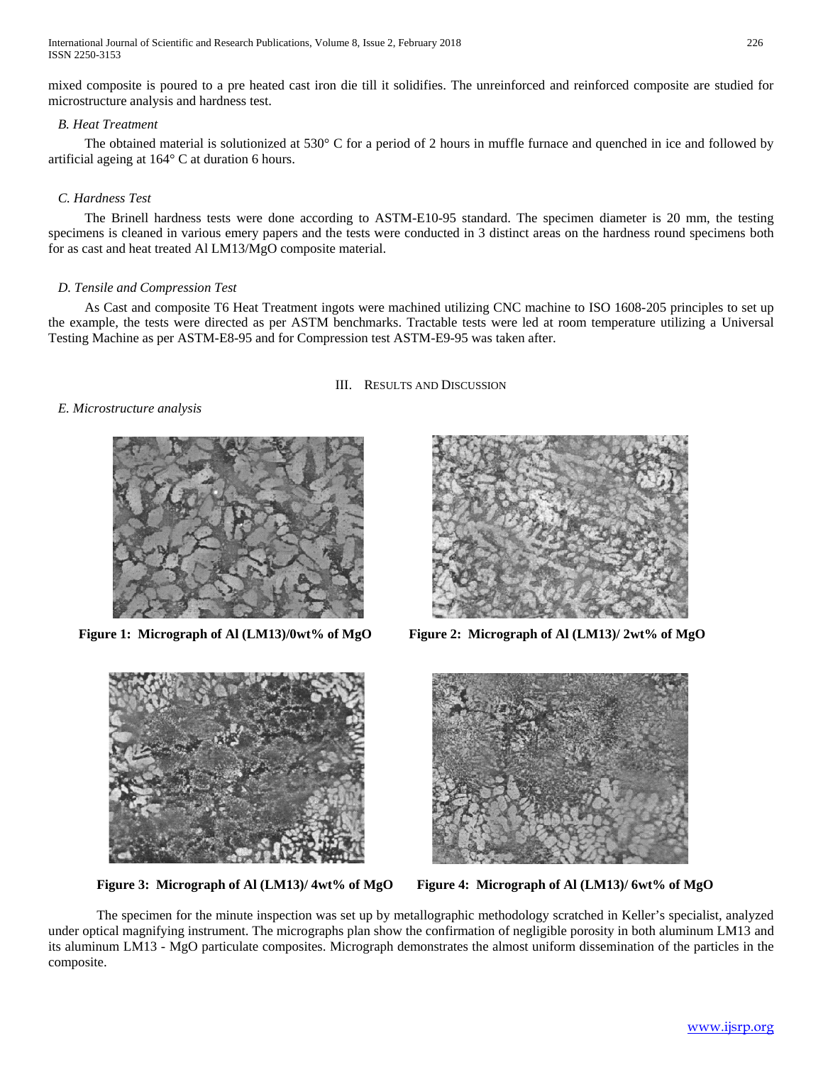mixed composite is poured to a pre heated cast iron die till it solidifies. The unreinforced and reinforced composite are studied for microstructure analysis and hardness test.

### *B. Heat Treatment*

The obtained material is solutionized at 530° C for a period of 2 hours in muffle furnace and quenched in ice and followed by artificial ageing at 164° C at duration 6 hours.

### *C. Hardness Test*

The Brinell hardness tests were done according to ASTM-E10-95 standard. The specimen diameter is 20 mm, the testing specimens is cleaned in various emery papers and the tests were conducted in 3 distinct areas on the hardness round specimens both for as cast and heat treated Al LM13/MgO composite material.

### *D. Tensile and Compression Test*

As Cast and composite T6 Heat Treatment ingots were machined utilizing CNC machine to ISO 1608-205 principles to set up the example, the tests were directed as per ASTM benchmarks. Tractable tests were led at room temperature utilizing a Universal Testing Machine as per ASTM-E8-95 and for Compression test ASTM-E9-95 was taken after.

## III. Results and Discussion

### *E. Microstructure analysis*

**Figure 1: Micrograph of Al (LM13)/0wt% of MgO**

**Figure 2: Micrograph of Al (LM13)/ 2wt% of MgO**

**Figure 3: Micrograph of Al (LM13)/ 4wt% of MgO**

**Figure 4: Micrograph of Al (LM13)/ 6wt% of MgO**

The specimen for the minute inspection was set up by metallographic methodology scratched in Keller's specialist, analyzed under optical magnifying instrument. The micrographs plan show the confirmation of negligible porosity in both aluminum LM13 and its aluminum LM13 - MgO particulate composites. Micrograph demonstrates the almost uniform dissemination of the particles in the composite.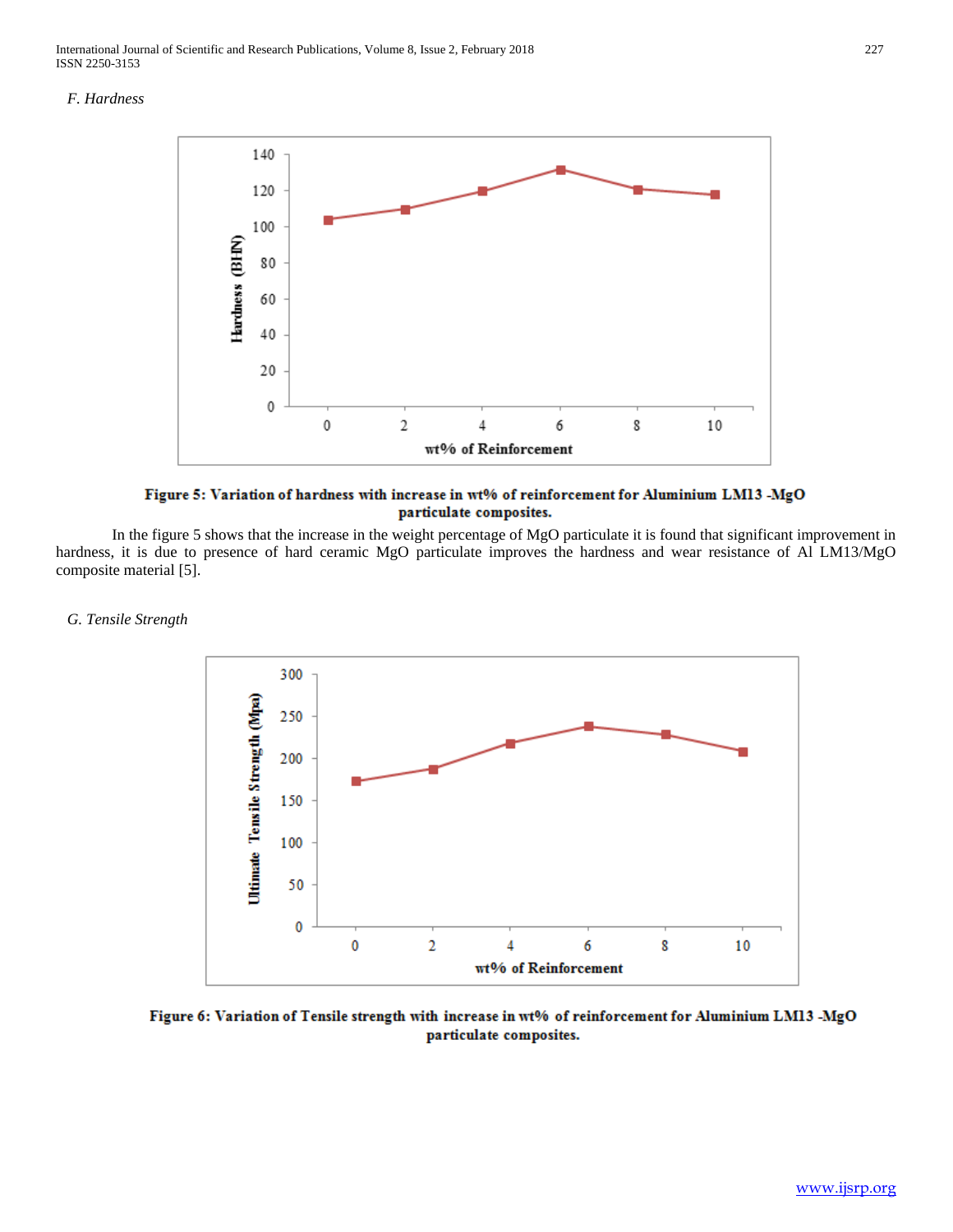*F. Hardness*

Figure 5: Variation of hardness with increase in wt% of reinforcement for Aluminium LM13 -MgO particulate composites.

In the figure 5 shows that the increase in the weight percentage of MgO particulate it is found that significant improvement in hardness, it is due to presence of hard ceramic MgO particulate improves the hardness and wear resistance of Al LM13/MgO composite material [5].

*G. Tensile Strength*

Figure 6: Variation of Tensile strength with increase in wt% of reinforcement for Aluminium LM13 -MgO particulate composites.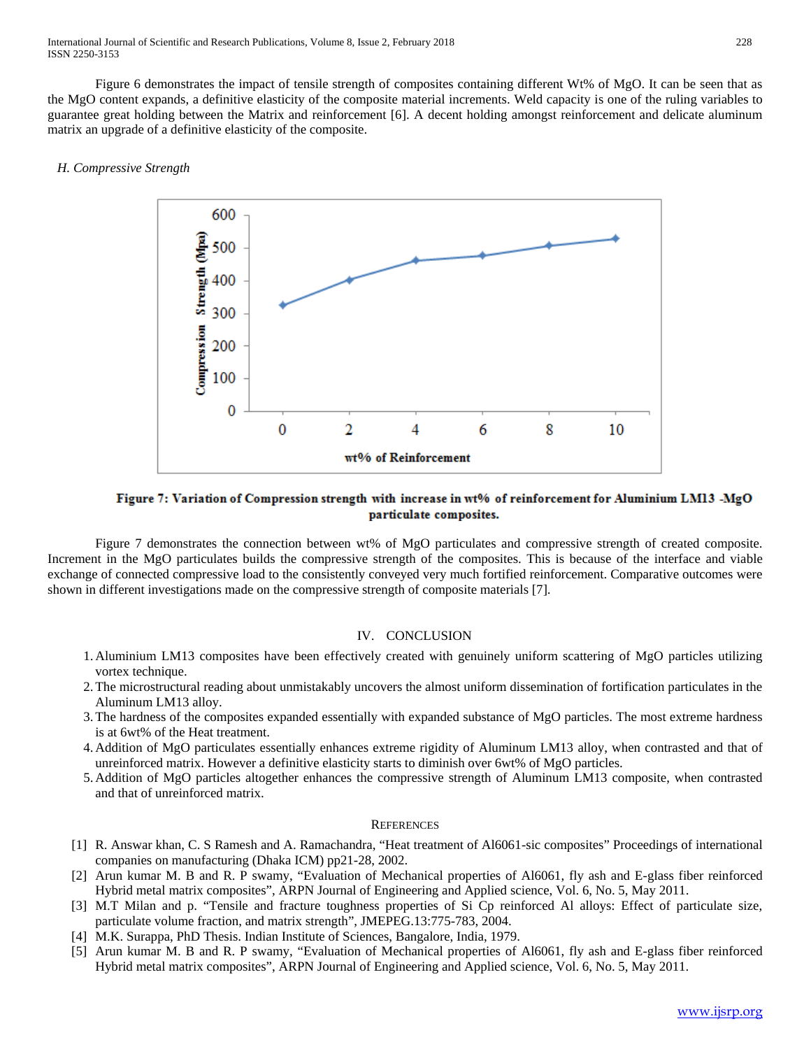Figure 6 demonstrates the impact of tensile strength of composites containing different Wt% of MgO. It can be seen that as the MgO content expands, a definitive elasticity of the composite material increments. Weld capacity is one of the ruling variables to guarantee great holding between the Matrix and reinforcement [6]. A decent holding amongst reinforcement and delicate aluminum matrix an upgrade of a definitive elasticity of the composite.

### H. Compressive Strength

**Figure 7: Variation of Compression strength with increase in wt% of reinforcement for Aluminium LM13 -MgO particulate composites.**

Figure 7 demonstrates the connection between wt% of MgO particulates and compressive strength of created composite. Increment in the MgO particulates builds the compressive strength of the composites. This is because of the interface and viable exchange of connected compressive load to the consistently conveyed very much fortified reinforcement. Comparative outcomes were shown in different investigations made on the compressive strength of composite materials [7].

## IV. CONCLUSION

1. Aluminium LM13 composites have been effectively created with genuinely uniform scattering of MgO particles utilizing vortex technique.
2. The microstructural reading about unmistakably uncovers the almost uniform dissemination of fortification particulates in the Aluminum LM13 alloy.
3. The hardness of the composites expanded essentially with expanded substance of MgO particles. The most extreme hardness is at 6wt% of the Heat treatment.
4. Addition of MgO particulates essentially enhances extreme rigidity of Aluminum LM13 alloy, when contrasted and that of unreinforced matrix. However a definitive elasticity starts to diminish over 6wt% of MgO particles.
5. Addition of MgO particles altogether enhances the compressive strength of Aluminum LM13 composite, when contrasted and that of unreinforced matrix.

## REFERENCES

[1] R. Answar khan, C. S Ramesh and A. Ramachandra, "Heat treatment of Al6061-sic composites" Proceedings of international companies on manufacturing (Dhaka ICM) pp21-28, 2002.

[2] Arun kumar M. B and R. P swamy, "Evaluation of Mechanical properties of Al6061, fly ash and E-glass fiber reinforced Hybrid metal matrix composites", ARPN Journal of Engineering and Applied science, Vol. 6, No. 5, May 2011.

[3] M.T Milan and p. "Tensile and fracture toughness properties of Si Cp reinforced Al alloys: Effect of particulate size, particulate volume fraction, and matrix strength", JMEPEG.13:775-783, 2004.

[4] M.K. Surappa, PhD Thesis. Indian Institute of Sciences, Bangalore, India, 1979.

[5] Arun kumar M. B and R. P swamy, "Evaluation of Mechanical properties of Al6061, fly ash and E-glass fiber reinforced Hybrid metal matrix composites", ARPN Journal of Engineering and Applied science, Vol. 6, No. 5, May 2011.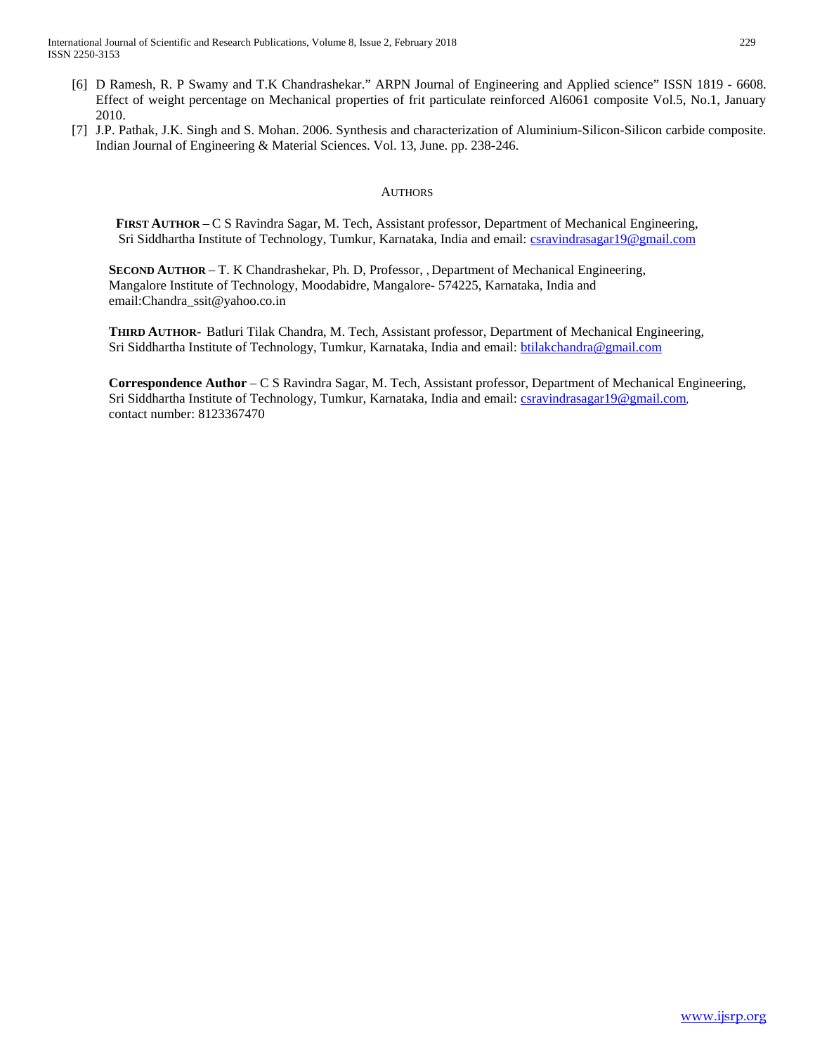[6] D Ramesh, R. P Swamy and T.K Chandrashekar." ARPN Journal of Engineering and Applied science" ISSN 1819 - 6608. Effect of weight percentage on Mechanical properties of frit particulate reinforced Al6061 composite Vol.5, No.1, January 2010.

[7] J.P. Pathak, J.K. Singh and S. Mohan. 2006. Synthesis and characterization of Aluminium-Silicon-Silicon carbide composite. Indian Journal of Engineering & Material Sciences. Vol. 13, June. pp. 238-246.

## Authors

**First Author** – C S Ravindra Sagar, M. Tech, Assistant professor, Department of Mechanical Engineering, Sri Siddhartha Institute of Technology, Tumkur, Karnataka, India and email: csravindrasagar19@gmail.com

**Second Author** – T. K Chandrashekar, Ph. D, Professor, , Department of Mechanical Engineering, Mangalore Institute of Technology, Moodabidre, Mangalore- 574225, Karnataka, India and email:Chandra_ssit@yahoo.co.in

**Third Author-** Batluri Tilak Chandra, M. Tech, Assistant professor, Department of Mechanical Engineering, Sri Siddhartha Institute of Technology, Tumkur, Karnataka, India and email: btilakchandra@gmail.com

**Correspondence Author** – C S Ravindra Sagar, M. Tech, Assistant professor, Department of Mechanical Engineering, Sri Siddhartha Institute of Technology, Tumkur, Karnataka, India and email: csravindrasagar19@gmail.com, contact number: 8123367470